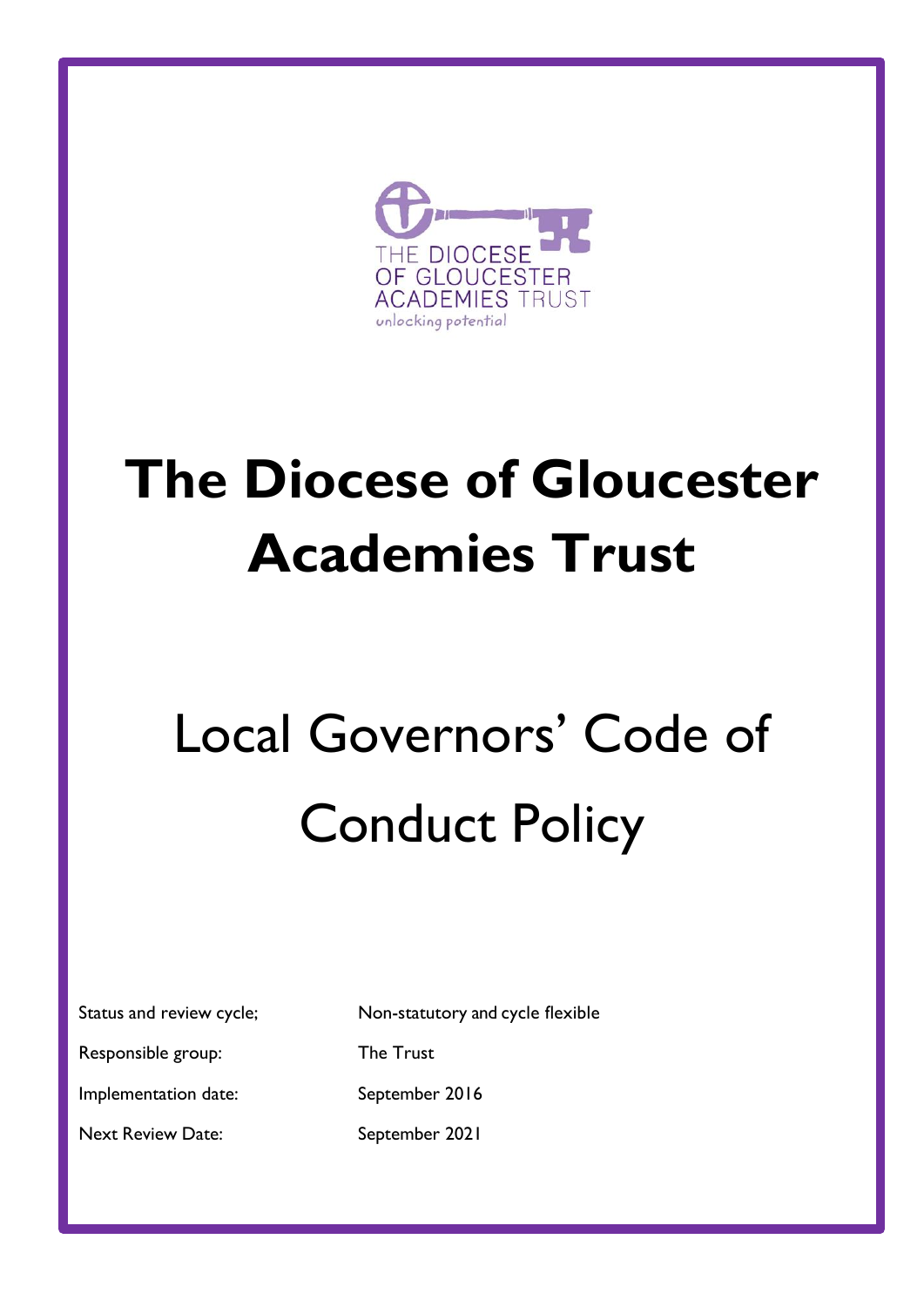# The Diocese of Gloucester Academies Trust

## Local Governors' Code of Conduct Policy

| | |
|---|---|
| Status and review cycle; | Non-statutory and cycle flexible |
| Responsible group: | The Trust |
| Implementation date: | September 2016 |
| Next Review Date: | September 2021 |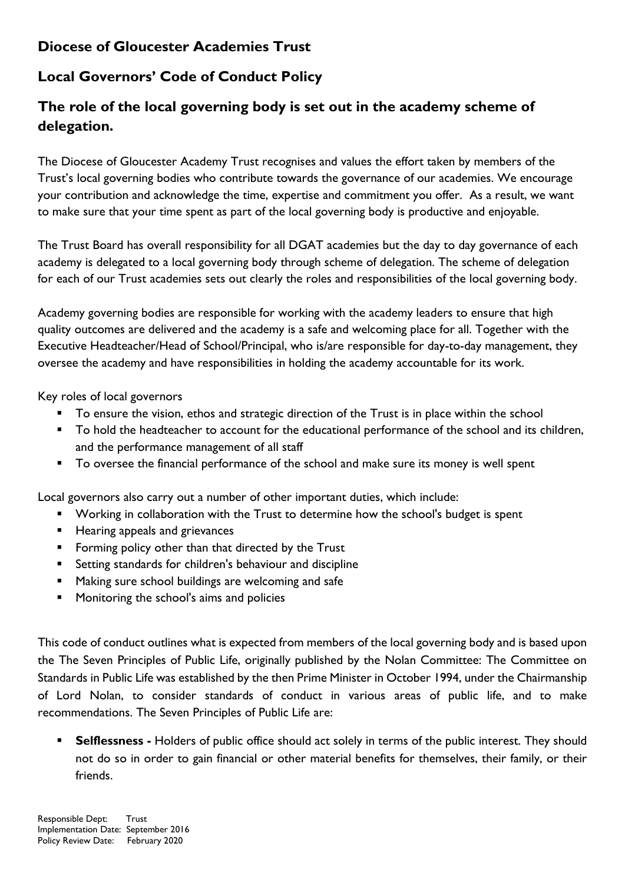## Diocese of Gloucester Academies Trust

## Local Governors' Code of Conduct Policy

### The role of the local governing body is set out in the academy scheme of delegation.

The Diocese of Gloucester Academy Trust recognises and values the effort taken by members of the Trust's local governing bodies who contribute towards the governance of our academies. We encourage your contribution and acknowledge the time, expertise and commitment you offer. As a result, we want to make sure that your time spent as part of the local governing body is productive and enjoyable.

The Trust Board has overall responsibility for all DGAT academies but the day to day governance of each academy is delegated to a local governing body through scheme of delegation. The scheme of delegation for each of our Trust academies sets out clearly the roles and responsibilities of the local governing body.

Academy governing bodies are responsible for working with the academy leaders to ensure that high quality outcomes are delivered and the academy is a safe and welcoming place for all. Together with the Executive Headteacher/Head of School/Principal, who is/are responsible for day-to-day management, they oversee the academy and have responsibilities in holding the academy accountable for its work.

Key roles of local governors

- To ensure the vision, ethos and strategic direction of the Trust is in place within the school
- To hold the headteacher to account for the educational performance of the school and its children, and the performance management of all staff
- To oversee the financial performance of the school and make sure its money is well spent

Local governors also carry out a number of other important duties, which include:

- Working in collaboration with the Trust to determine how the school's budget is spent
- Hearing appeals and grievances
- Forming policy other than that directed by the Trust
- Setting standards for children's behaviour and discipline
- Making sure school buildings are welcoming and safe
- Monitoring the school's aims and policies

This code of conduct outlines what is expected from members of the local governing body and is based upon the The Seven Principles of Public Life, originally published by the Nolan Committee: The Committee on Standards in Public Life was established by the then Prime Minister in October 1994, under the Chairmanship of Lord Nolan, to consider standards of conduct in various areas of public life, and to make recommendations. The Seven Principles of Public Life are:

- **Selflessness -** Holders of public office should act solely in terms of the public interest. They should not do so in order to gain financial or other material benefits for themselves, their family, or their friends.

Responsible Dept: Trust
Implementation Date: September 2016
Policy Review Date: February 2020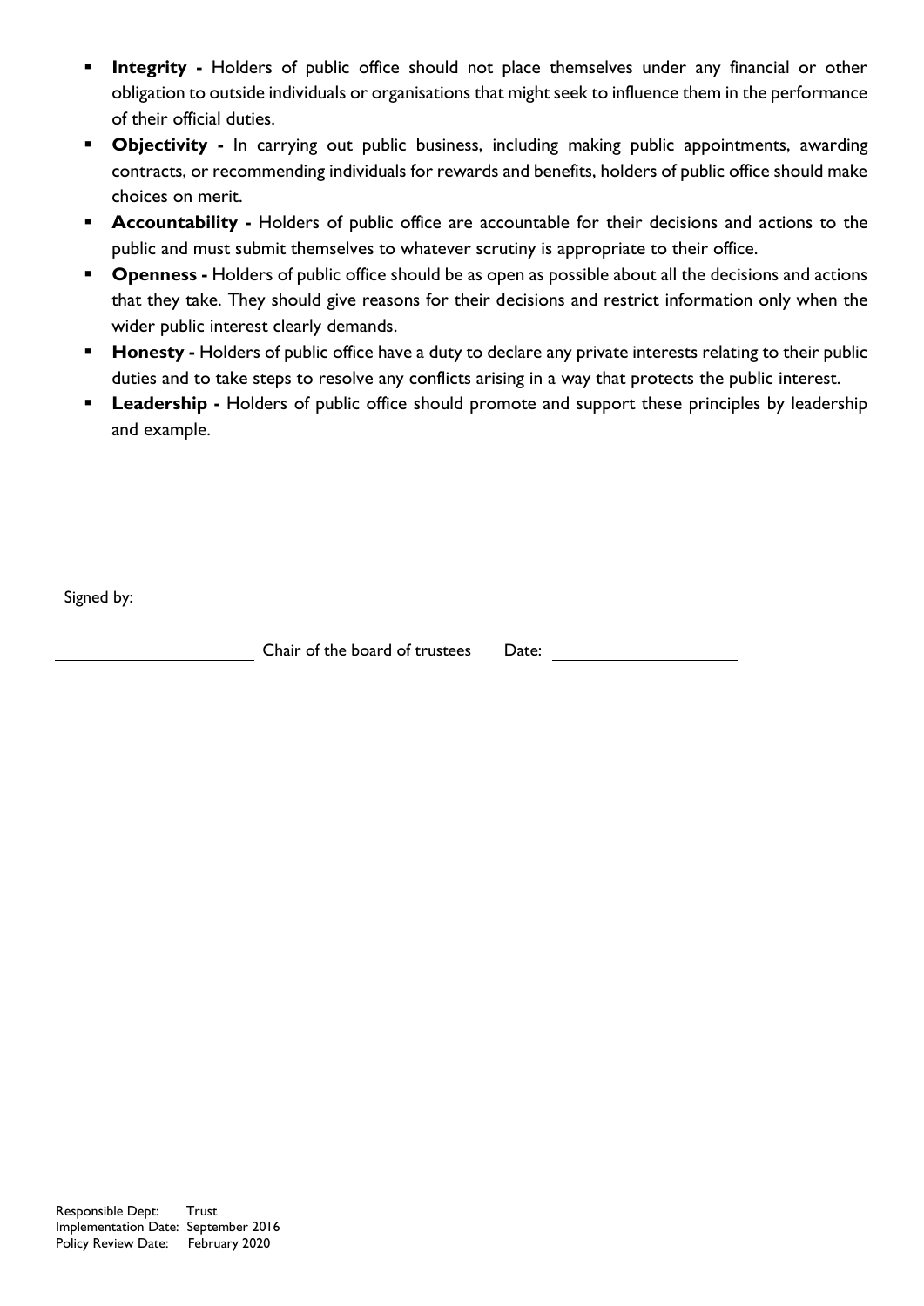- **Integrity -** Holders of public office should not place themselves under any financial or other obligation to outside individuals or organisations that might seek to influence them in the performance of their official duties.
- **Objectivity -** In carrying out public business, including making public appointments, awarding contracts, or recommending individuals for rewards and benefits, holders of public office should make choices on merit.
- **Accountability -** Holders of public office are accountable for their decisions and actions to the public and must submit themselves to whatever scrutiny is appropriate to their office.
- **Openness -** Holders of public office should be as open as possible about all the decisions and actions that they take. They should give reasons for their decisions and restrict information only when the wider public interest clearly demands.
- **Honesty -** Holders of public office have a duty to declare any private interests relating to their public duties and to take steps to resolve any conflicts arising in a way that protects the public interest.
- **Leadership -** Holders of public office should promote and support these principles by leadership and example.

Signed by:

______________________ Chair of the board of trustees Date: ______________________

Responsible Dept: Trust
Implementation Date: September 2016
Policy Review Date: February 2020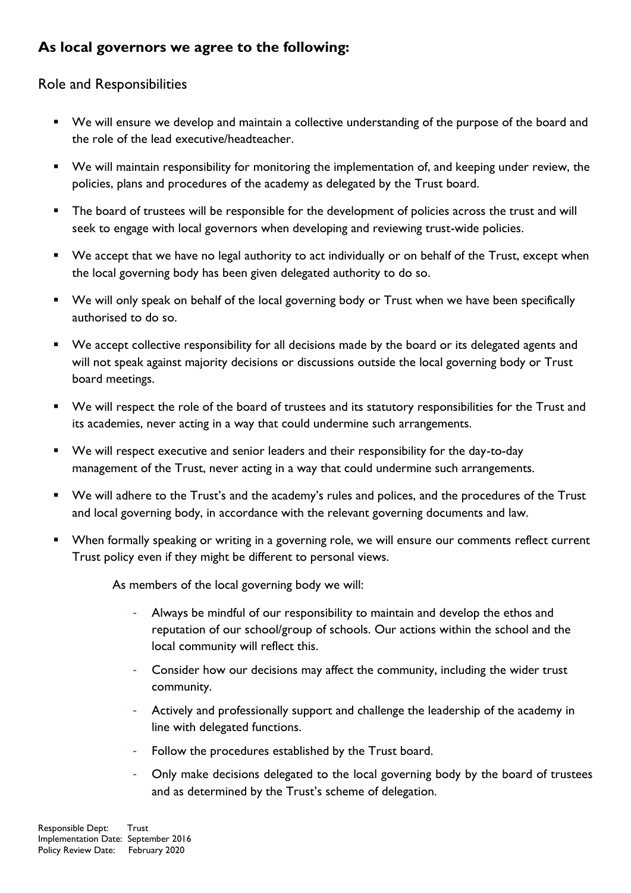## As local governors we agree to the following:

### Role and Responsibilities

- We will ensure we develop and maintain a collective understanding of the purpose of the board and the role of the lead executive/headteacher.
- We will maintain responsibility for monitoring the implementation of, and keeping under review, the policies, plans and procedures of the academy as delegated by the Trust board.
- The board of trustees will be responsible for the development of policies across the trust and will seek to engage with local governors when developing and reviewing trust-wide policies.
- We accept that we have no legal authority to act individually or on behalf of the Trust, except when the local governing body has been given delegated authority to do so.
- We will only speak on behalf of the local governing body or Trust when we have been specifically authorised to do so.
- We accept collective responsibility for all decisions made by the board or its delegated agents and will not speak against majority decisions or discussions outside the local governing body or Trust board meetings.
- We will respect the role of the board of trustees and its statutory responsibilities for the Trust and its academies, never acting in a way that could undermine such arrangements.
- We will respect executive and senior leaders and their responsibility for the day-to-day management of the Trust, never acting in a way that could undermine such arrangements.
- We will adhere to the Trust's and the academy's rules and polices, and the procedures of the Trust and local governing body, in accordance with the relevant governing documents and law.
- When formally speaking or writing in a governing role, we will ensure our comments reflect current Trust policy even if they might be different to personal views.

As members of the local governing body we will:

- Always be mindful of our responsibility to maintain and develop the ethos and reputation of our school/group of schools. Our actions within the school and the local community will reflect this.
- Consider how our decisions may affect the community, including the wider trust community.
- Actively and professionally support and challenge the leadership of the academy in line with delegated functions.
- Follow the procedures established by the Trust board.
- Only make decisions delegated to the local governing body by the board of trustees and as determined by the Trust's scheme of delegation.

Responsible Dept: Trust
Implementation Date: September 2016
Policy Review Date: February 2020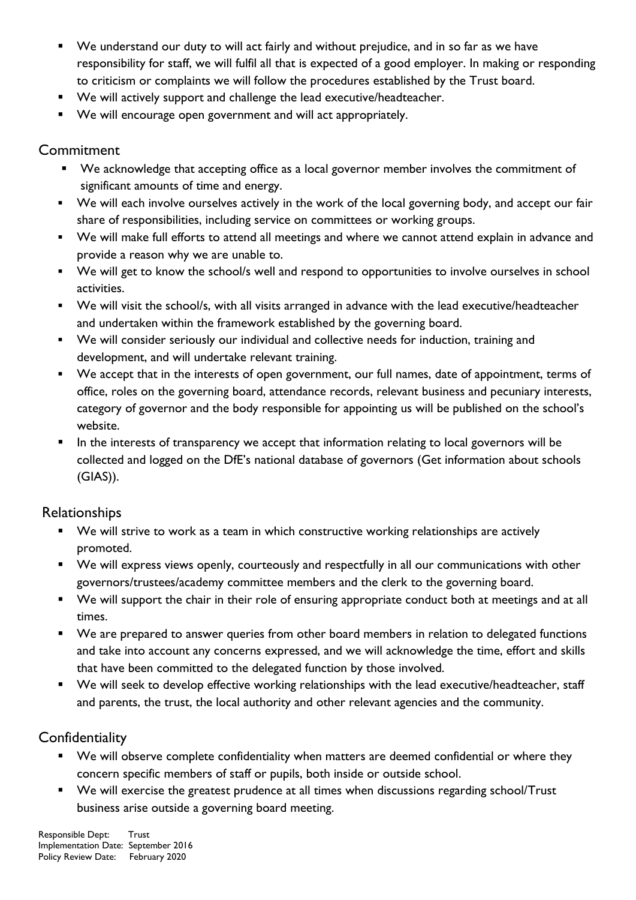- We understand our duty to will act fairly and without prejudice, and in so far as we have responsibility for staff, we will fulfil all that is expected of a good employer. In making or responding to criticism or complaints we will follow the procedures established by the Trust board.
- We will actively support and challenge the lead executive/headteacher.
- We will encourage open government and will act appropriately.

## Commitment

- We acknowledge that accepting office as a local governor member involves the commitment of significant amounts of time and energy.
- We will each involve ourselves actively in the work of the local governing body, and accept our fair share of responsibilities, including service on committees or working groups.
- We will make full efforts to attend all meetings and where we cannot attend explain in advance and provide a reason why we are unable to.
- We will get to know the school/s well and respond to opportunities to involve ourselves in school activities.
- We will visit the school/s, with all visits arranged in advance with the lead executive/headteacher and undertaken within the framework established by the governing board.
- We will consider seriously our individual and collective needs for induction, training and development, and will undertake relevant training.
- We accept that in the interests of open government, our full names, date of appointment, terms of office, roles on the governing board, attendance records, relevant business and pecuniary interests, category of governor and the body responsible for appointing us will be published on the school's website.
- In the interests of transparency we accept that information relating to local governors will be collected and logged on the DfE's national database of governors (Get information about schools (GIAS)).

## Relationships

- We will strive to work as a team in which constructive working relationships are actively promoted.
- We will express views openly, courteously and respectfully in all our communications with other governors/trustees/academy committee members and the clerk to the governing board.
- We will support the chair in their role of ensuring appropriate conduct both at meetings and at all times.
- We are prepared to answer queries from other board members in relation to delegated functions and take into account any concerns expressed, and we will acknowledge the time, effort and skills that have been committed to the delegated function by those involved.
- We will seek to develop effective working relationships with the lead executive/headteacher, staff and parents, the trust, the local authority and other relevant agencies and the community.

## Confidentiality

- We will observe complete confidentiality when matters are deemed confidential or where they concern specific members of staff or pupils, both inside or outside school.
- We will exercise the greatest prudence at all times when discussions regarding school/Trust business arise outside a governing board meeting.

Responsible Dept: Trust
Implementation Date: September 2016
Policy Review Date: February 2020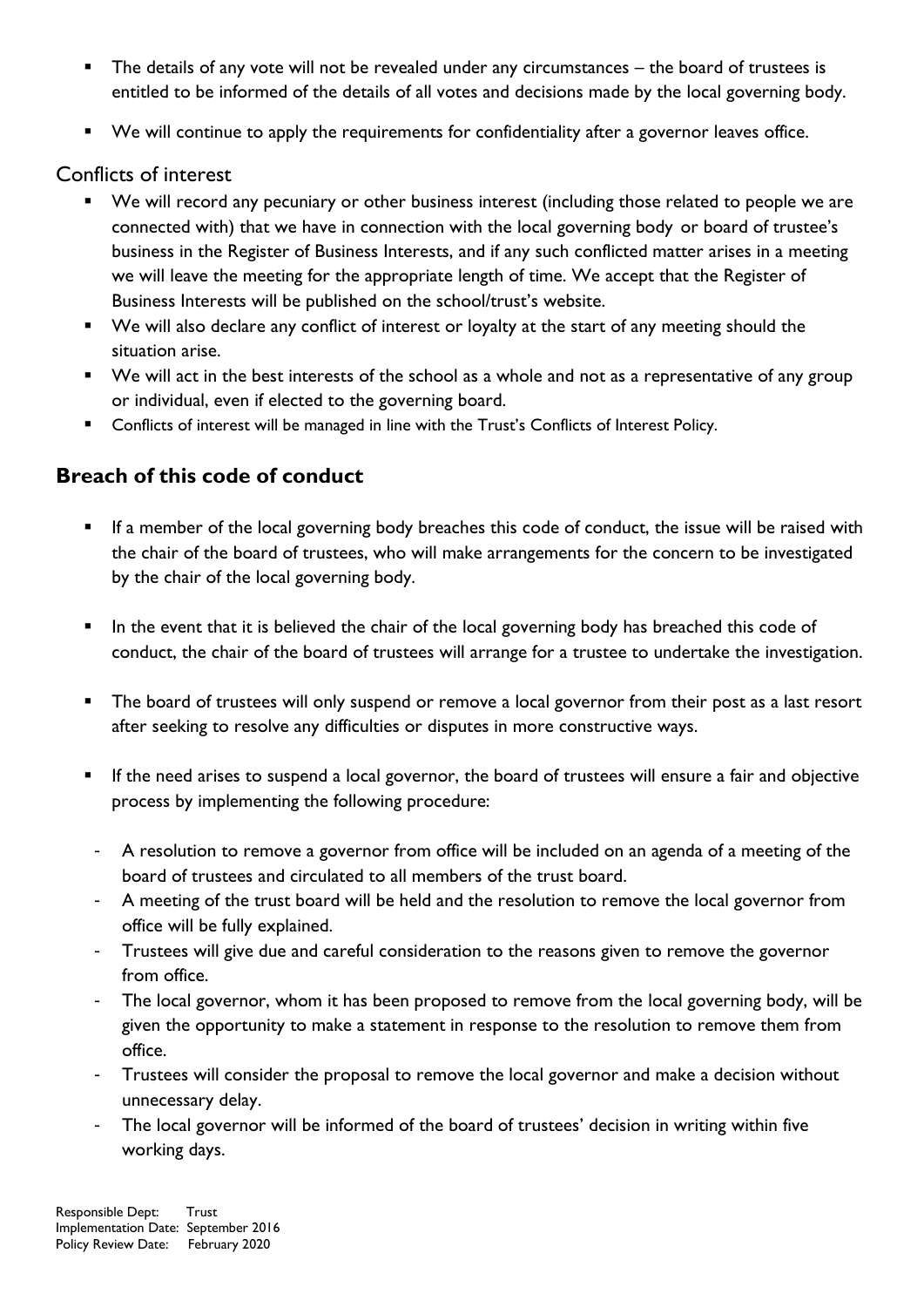- The details of any vote will not be revealed under any circumstances – the board of trustees is entitled to be informed of the details of all votes and decisions made by the local governing body.
- We will continue to apply the requirements for confidentiality after a governor leaves office.

### Conflicts of interest

- We will record any pecuniary or other business interest (including those related to people we are connected with) that we have in connection with the local governing body or board of trustee's business in the Register of Business Interests, and if any such conflicted matter arises in a meeting we will leave the meeting for the appropriate length of time. We accept that the Register of Business Interests will be published on the school/trust's website.
- We will also declare any conflict of interest or loyalty at the start of any meeting should the situation arise.
- We will act in the best interests of the school as a whole and not as a representative of any group or individual, even if elected to the governing board.
- Conflicts of interest will be managed in line with the Trust's Conflicts of Interest Policy.

## Breach of this code of conduct

- If a member of the local governing body breaches this code of conduct, the issue will be raised with the chair of the board of trustees, who will make arrangements for the concern to be investigated by the chair of the local governing body.
- In the event that it is believed the chair of the local governing body has breached this code of conduct, the chair of the board of trustees will arrange for a trustee to undertake the investigation.
- The board of trustees will only suspend or remove a local governor from their post as a last resort after seeking to resolve any difficulties or disputes in more constructive ways.
- If the need arises to suspend a local governor, the board of trustees will ensure a fair and objective process by implementing the following procedure:
  - A resolution to remove a governor from office will be included on an agenda of a meeting of the board of trustees and circulated to all members of the trust board.
  - A meeting of the trust board will be held and the resolution to remove the local governor from office will be fully explained.
  - Trustees will give due and careful consideration to the reasons given to remove the governor from office.
  - The local governor, whom it has been proposed to remove from the local governing body, will be given the opportunity to make a statement in response to the resolution to remove them from office.
  - Trustees will consider the proposal to remove the local governor and make a decision without unnecessary delay.
  - The local governor will be informed of the board of trustees' decision in writing within five working days.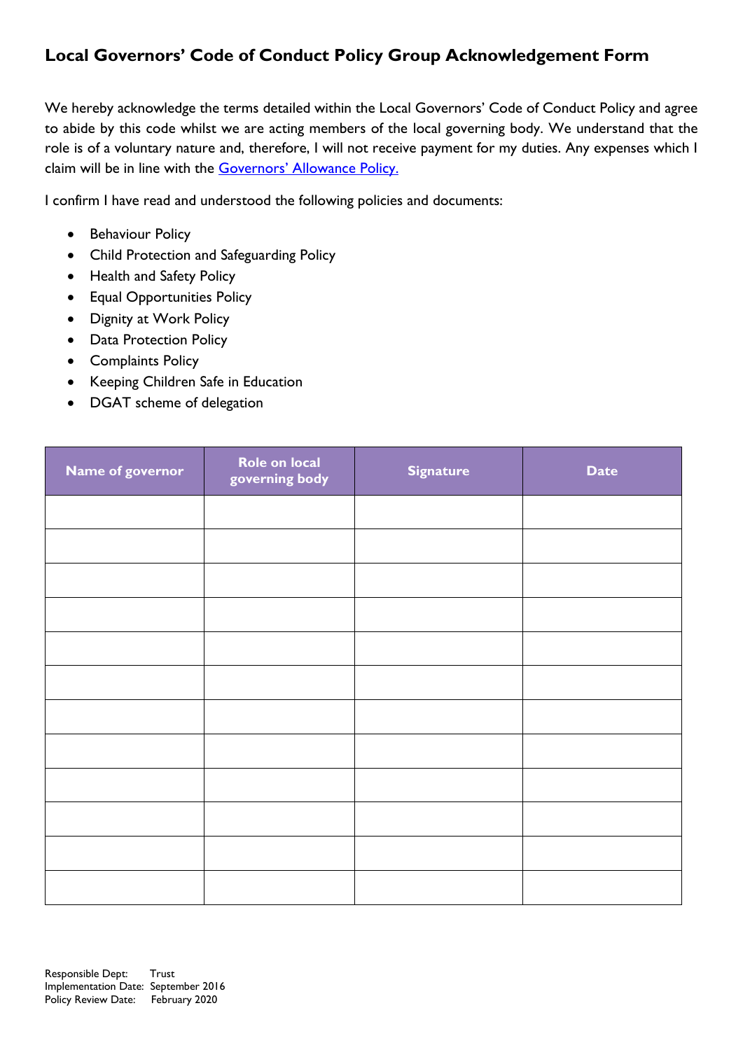## Local Governors' Code of Conduct Policy Group Acknowledgement Form

We hereby acknowledge the terms detailed within the Local Governors' Code of Conduct Policy and agree to abide by this code whilst we are acting members of the local governing body. We understand that the role is of a voluntary nature and, therefore, I will not receive payment for my duties. Any expenses which I claim will be in line with the Governors' Allowance Policy.

I confirm I have read and understood the following policies and documents:

- Behaviour Policy
- Child Protection and Safeguarding Policy
- Health and Safety Policy
- Equal Opportunities Policy
- Dignity at Work Policy
- Data Protection Policy
- Complaints Policy
- Keeping Children Safe in Education
- DGAT scheme of delegation

| Name of governor | Role on local governing body | Signature | Date |
|---|---|---|---|
| | | | |
| | | | |
| | | | |
| | | | |
| | | | |
| | | | |
| | | | |
| | | | |
| | | | |
| | | | |
| | | | |
| | | | |

Responsible Dept: Trust
Implementation Date: September 2016
Policy Review Date: February 2020